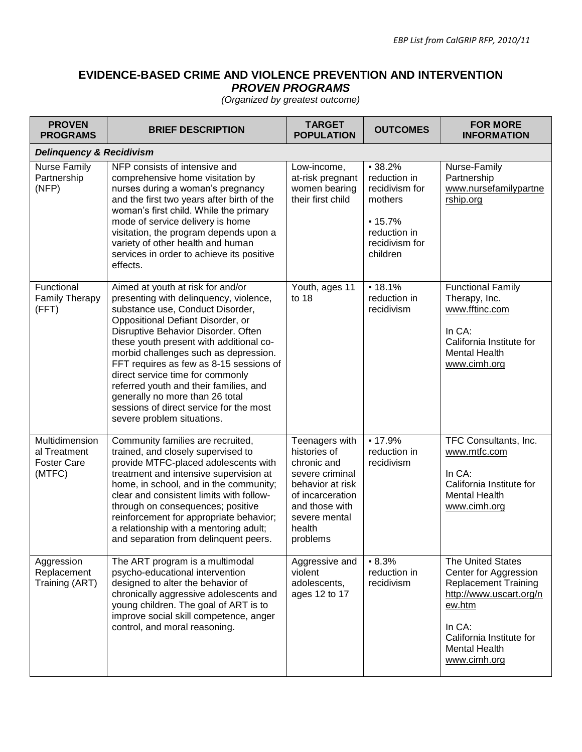# EVIDENCE-BASED CRIME AND VIOLENCE PREVENTION AND INTERVENTION
## *PROVEN PROGRAMS*

*(Organized by greatest outcome)*

| PROVEN PROGRAMS | BRIEF DESCRIPTION | TARGET POPULATION | OUTCOMES | FOR MORE INFORMATION |
|---|---|---|---|---|
| ***Delinquency & Recidivism*** | | | | |
| Nurse Family Partnership (NFP) | NFP consists of intensive and comprehensive home visitation by nurses during a woman's pregnancy and the first two years after birth of the woman's first child. While the primary mode of service delivery is home visitation, the program depends upon a variety of other health and human services in order to achieve its positive effects. | Low-income, at-risk pregnant women bearing their first child | ▪ 38.2% reduction in recidivism for mothers<br>▪ 15.7% reduction in recidivism for children | Nurse-Family Partnership www.nursefamilypartnership.org |
| Functional Family Therapy (FFT) | Aimed at youth at risk for and/or presenting with delinquency, violence, substance use, Conduct Disorder, Oppositional Defiant Disorder, or Disruptive Behavior Disorder. Often these youth present with additional co-morbid challenges such as depression. FFT requires as few as 8-15 sessions of direct service time for commonly referred youth and their families, and generally no more than 26 total sessions of direct service for the most severe problem situations. | Youth, ages 11 to 18 | ▪ 18.1% reduction in recidivism | Functional Family Therapy, Inc. www.fftinc.com<br><br>In CA: California Institute for Mental Health www.cimh.org |
| Multidimensional Treatment Foster Care (MTFC) | Community families are recruited, trained, and closely supervised to provide MTFC-placed adolescents with treatment and intensive supervision at home, in school, and in the community; clear and consistent limits with follow-through on consequences; positive reinforcement for appropriate behavior; a relationship with a mentoring adult; and separation from delinquent peers. | Teenagers with histories of chronic and severe criminal behavior at risk of incarceration and those with severe mental health problems | ▪ 17.9% reduction in recidivism | TFC Consultants, Inc. www.mtfc.com<br><br>In CA: California Institute for Mental Health www.cimh.org |
| Aggression Replacement Training (ART) | The ART program is a multimodal psycho-educational intervention designed to alter the behavior of chronically aggressive adolescents and young children. The goal of ART is to improve social skill competence, anger control, and moral reasoning. | Aggressive and violent adolescents, ages 12 to 17 | ▪ 8.3% reduction in recidivism | The United States Center for Aggression Replacement Training http://www.uscart.org/new.htm<br><br>In CA: California Institute for Mental Health www.cimh.org |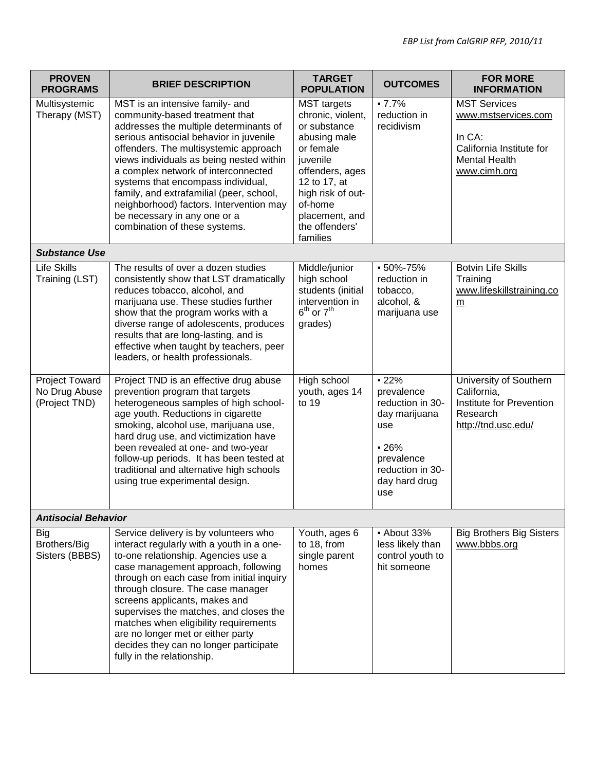| PROVEN PROGRAMS | BRIEF DESCRIPTION | TARGET POPULATION | OUTCOMES | FOR MORE INFORMATION |
|---|---|---|---|---|
| Multisystemic Therapy (MST) | MST is an intensive family- and community-based treatment that addresses the multiple determinants of serious antisocial behavior in juvenile offenders. The multisystemic approach views individuals as being nested within a complex network of interconnected systems that encompass individual, family, and extrafamilial (peer, school, neighborhood) factors. Intervention may be necessary in any one or a combination of these systems. | MST targets chronic, violent, or substance abusing male or female juvenile offenders, ages 12 to 17, at high risk of out-of-home placement, and the offenders' families | ▪ 7.7% reduction in recidivism | MST Services www.mstservices.com<br><br>In CA: California Institute for Mental Health www.cimh.org |
| ***Substance Use*** | | | | |
| Life Skills Training (LST) | The results of over a dozen studies consistently show that LST dramatically reduces tobacco, alcohol, and marijuana use. These studies further show that the program works with a diverse range of adolescents, produces results that are long-lasting, and is effective when taught by teachers, peer leaders, or health professionals. | Middle/junior high school students (initial intervention in 6th or 7th grades) | ▪ 50%-75% reduction in tobacco, alcohol, & marijuana use | Botvin Life Skills Training www.lifeskillstraining.com |
| Project Toward No Drug Abuse (Project TND) | Project TND is an effective drug abuse prevention program that targets heterogeneous samples of high school-age youth. Reductions in cigarette smoking, alcohol use, marijuana use, hard drug use, and victimization have been revealed at one- and two-year follow-up periods. It has been tested at traditional and alternative high schools using true experimental design. | High school youth, ages 14 to 19 | ▪ 22% prevalence reduction in 30-day marijuana use<br><br>▪ 26% prevalence reduction in 30-day hard drug use | University of Southern California, Institute for Prevention Research http://tnd.usc.edu/ |
| ***Antisocial Behavior*** | | | | |
| Big Brothers/Big Sisters (BBBS) | Service delivery is by volunteers who interact regularly with a youth in a one-to-one relationship. Agencies use a case management approach, following through on each case from initial inquiry through closure. The case manager screens applicants, makes and supervises the matches, and closes the matches when eligibility requirements are no longer met or either party decides they can no longer participate fully in the relationship. | Youth, ages 6 to 18, from single parent homes | ▪ About 33% less likely than control youth to hit someone | Big Brothers Big Sisters www.bbbs.org |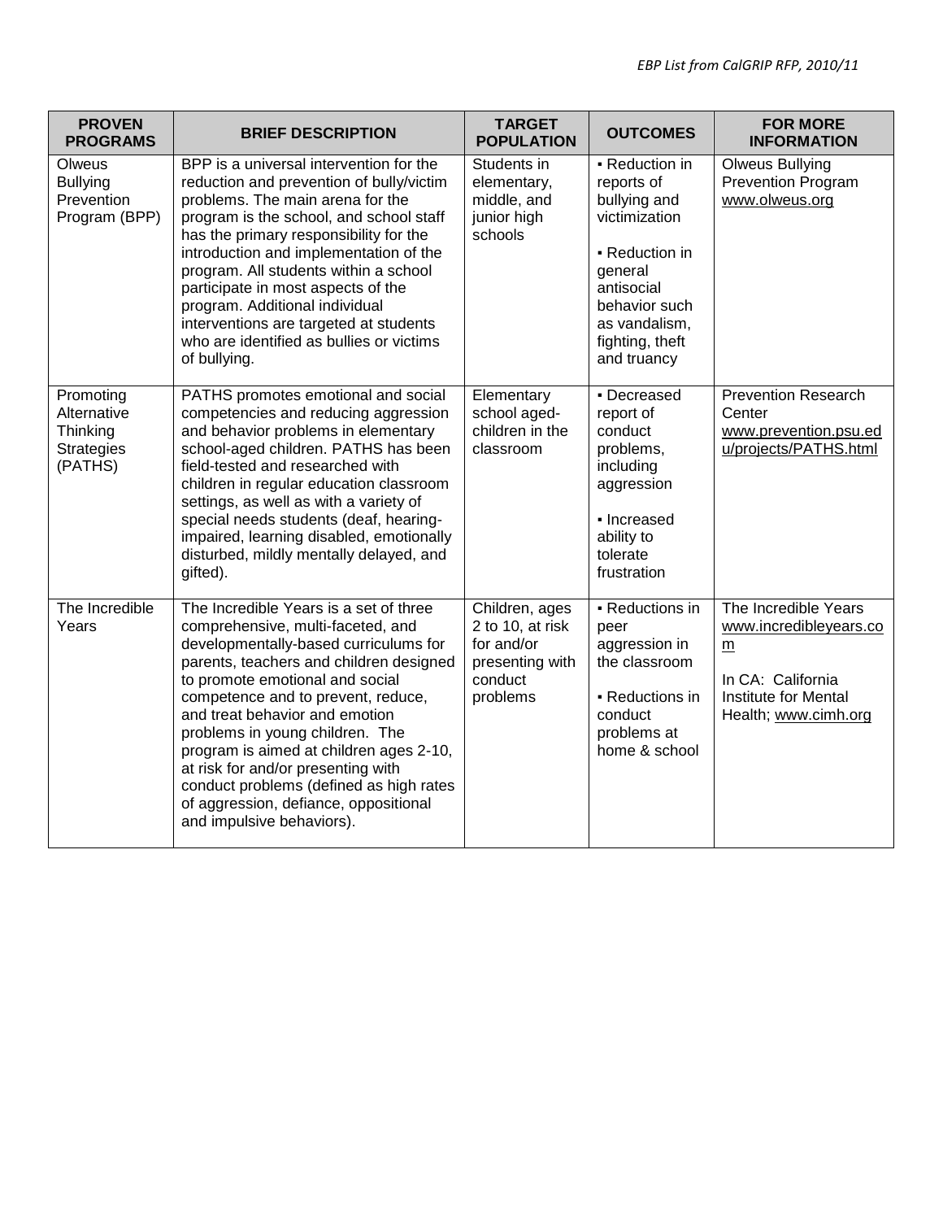| PROVEN PROGRAMS | BRIEF DESCRIPTION | TARGET POPULATION | OUTCOMES | FOR MORE INFORMATION |
|---|---|---|---|---|
| Olweus Bullying Prevention Program (BPP) | BPP is a universal intervention for the reduction and prevention of bully/victim problems. The main arena for the program is the school, and school staff has the primary responsibility for the introduction and implementation of the program. All students within a school participate in most aspects of the program. Additional individual interventions are targeted at students who are identified as bullies or victims of bullying. | Students in elementary, middle, and junior high schools | ▪ Reduction in reports of bullying and victimization<br><br>▪ Reduction in general antisocial behavior such as vandalism, fighting, theft and truancy | Olweus Bullying Prevention Program www.olweus.org |
| Promoting Alternative Thinking Strategies (PATHS) | PATHS promotes emotional and social competencies and reducing aggression and behavior problems in elementary school-aged children. PATHS has been field-tested and researched with children in regular education classroom settings, as well as with a variety of special needs students (deaf, hearing-impaired, learning disabled, emotionally disturbed, mildly mentally delayed, and gifted). | Elementary school aged-children in the classroom | ▪ Decreased report of conduct problems, including aggression<br><br>▪ Increased ability to tolerate frustration | Prevention Research Center www.prevention.psu.edu/projects/PATHS.html |
| The Incredible Years | The Incredible Years is a set of three comprehensive, multi-faceted, and developmentally-based curriculums for parents, teachers and children designed to promote emotional and social competence and to prevent, reduce, and treat behavior and emotion problems in young children. The program is aimed at children ages 2-10, at risk for and/or presenting with conduct problems (defined as high rates of aggression, defiance, oppositional and impulsive behaviors). | Children, ages 2 to 10, at risk for and/or presenting with conduct problems | ▪ Reductions in peer aggression in the classroom<br><br>▪ Reductions in conduct problems at home & school | The Incredible Years www.incredibleyears.com<br><br>In CA: California Institute for Mental Health; www.cimh.org |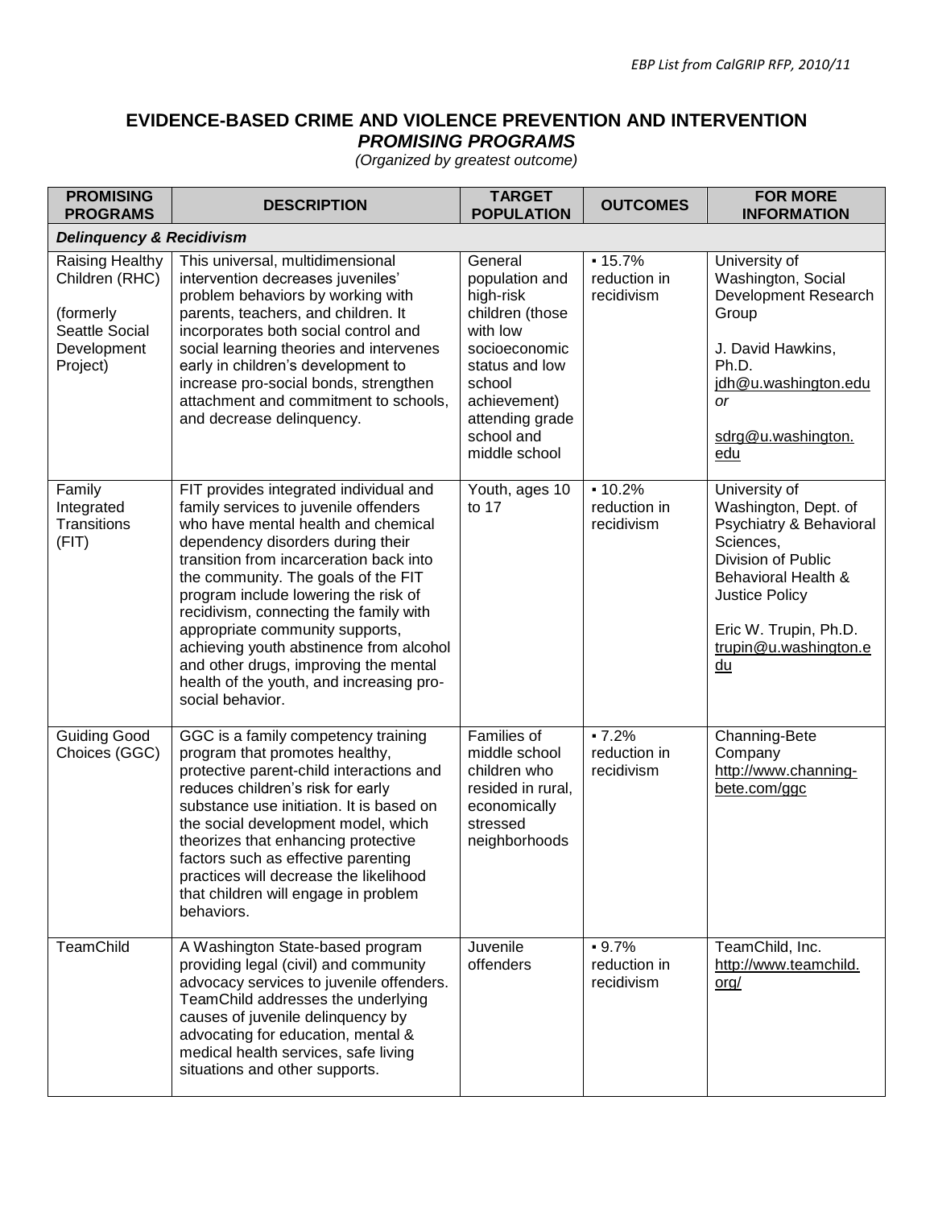# EVIDENCE-BASED CRIME AND VIOLENCE PREVENTION AND INTERVENTION
## *PROMISING PROGRAMS*

*(Organized by greatest outcome)*

| PROMISING PROGRAMS | DESCRIPTION | TARGET POPULATION | OUTCOMES | FOR MORE INFORMATION |
|---|---|---|---|---|
| ***Delinquency & Recidivism*** | | | | |
| Raising Healthy Children (RHC) (formerly Seattle Social Development Project) | This universal, multidimensional intervention decreases juveniles' problem behaviors by working with parents, teachers, and children. It incorporates both social control and social learning theories and intervenes early in children's development to increase pro-social bonds, strengthen attachment and commitment to schools, and decrease delinquency. | General population and high-risk children (those with low socioeconomic status and low school achievement) attending grade school and middle school | ▪ 15.7% reduction in recidivism | University of Washington, Social Development Research Group<br><br>J. David Hawkins, Ph.D.<br>jdh@u.washington.edu<br>*or*<br>sdrg@u.washington.edu |
| Family Integrated Transitions (FIT) | FIT provides integrated individual and family services to juvenile offenders who have mental health and chemical dependency disorders during their transition from incarceration back into the community. The goals of the FIT program include lowering the risk of recidivism, connecting the family with appropriate community supports, achieving youth abstinence from alcohol and other drugs, improving the mental health of the youth, and increasing pro-social behavior. | Youth, ages 10 to 17 | ▪ 10.2% reduction in recidivism | University of Washington, Dept. of Psychiatry & Behavioral Sciences, Division of Public Behavioral Health & Justice Policy<br><br>Eric W. Trupin, Ph.D.<br>trupin@u.washington.edu |
| Guiding Good Choices (GGC) | GGC is a family competency training program that promotes healthy, protective parent-child interactions and reduces children's risk for early substance use initiation. It is based on the social development model, which theorizes that enhancing protective factors such as effective parenting practices will decrease the likelihood that children will engage in problem behaviors. | Families of middle school children who resided in rural, economically stressed neighborhoods | ▪ 7.2% reduction in recidivism | Channing-Bete Company<br>http://www.channing-bete.com/ggc |
| TeamChild | A Washington State-based program providing legal (civil) and community advocacy services to juvenile offenders. TeamChild addresses the underlying causes of juvenile delinquency by advocating for education, mental & medical health services, safe living situations and other supports. | Juvenile offenders | ▪ 9.7% reduction in recidivism | TeamChild, Inc.<br>http://www.teamchild.org/ |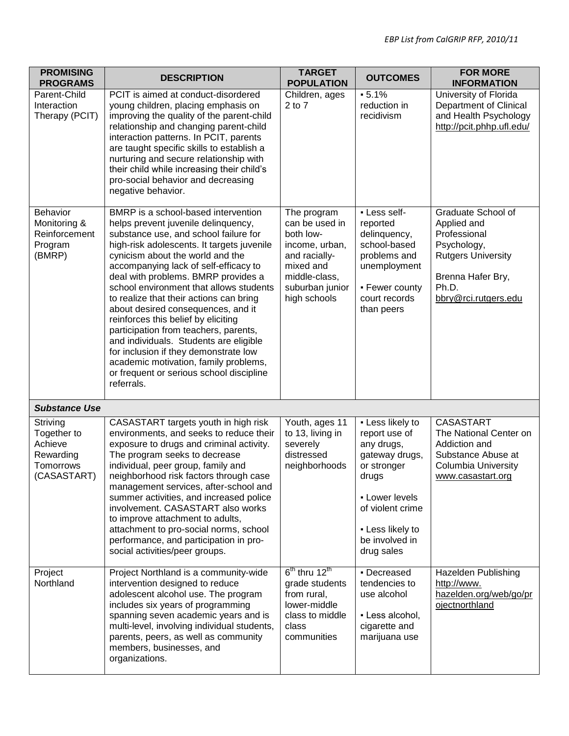| PROMISING PROGRAMS | DESCRIPTION | TARGET POPULATION | OUTCOMES | FOR MORE INFORMATION |
|---|---|---|---|---|
| Parent-Child Interaction Therapy (PCIT) | PCIT is aimed at conduct-disordered young children, placing emphasis on improving the quality of the parent-child relationship and changing parent-child interaction patterns. In PCIT, parents are taught specific skills to establish a nurturing and secure relationship with their child while increasing their child's pro-social behavior and decreasing negative behavior. | Children, ages 2 to 7 | ▪ 5.1% reduction in recidivism | University of Florida Department of Clinical and Health Psychology http://pcit.phhp.ufl.edu/ |
| Behavior Monitoring & Reinforcement Program (BMRP) | BMRP is a school-based intervention helps prevent juvenile delinquency, substance use, and school failure for high-risk adolescents. It targets juvenile cynicism about the world and the accompanying lack of self-efficacy to deal with problems. BMRP provides a school environment that allows students to realize that their actions can bring about desired consequences, and it reinforces this belief by eliciting participation from teachers, parents, and individuals. Students are eligible for inclusion if they demonstrate low academic motivation, family problems, or frequent or serious school discipline referrals. | The program can be used in both low-income, urban, and racially-mixed and middle-class, suburban junior high schools | ▪ Less self-reported delinquency, school-based problems and unemployment<br>▪ Fewer county court records than peers | Graduate School of Applied and Professional Psychology, Rutgers University<br>Brenna Hafer Bry, Ph.D. bbry@rci.rutgers.edu |
| ***Substance Use*** | | | | |
| Striving Together to Achieve Rewarding Tomorrows (CASASTART) | CASASTART targets youth in high risk environments, and seeks to reduce their exposure to drugs and criminal activity. The program seeks to decrease individual, peer group, family and neighborhood risk factors through case management services, after-school and summer activities, and increased police involvement. CASASTART also works to improve attachment to adults, attachment to pro-social norms, school performance, and participation in pro-social activities/peer groups. | Youth, ages 11 to 13, living in severely distressed neighborhoods | ▪ Less likely to report use of any drugs, gateway drugs, or stronger drugs<br>▪ Lower levels of violent crime<br>▪ Less likely to be involved in drug sales | CASASTART The National Center on Addiction and Substance Abuse at Columbia University www.casastart.org |
| Project Northland | Project Northland is a community-wide intervention designed to reduce adolescent alcohol use. The program includes six years of programming spanning seven academic years and is multi-level, involving individual students, parents, peers, as well as community members, businesses, and organizations. | 6th thru 12th grade students from rural, lower-middle class to middle class communities | ▪ Decreased tendencies to use alcohol<br>▪ Less alcohol, cigarette and marijuana use | Hazelden Publishing http://www.hazelden.org/web/go/projectnorthland |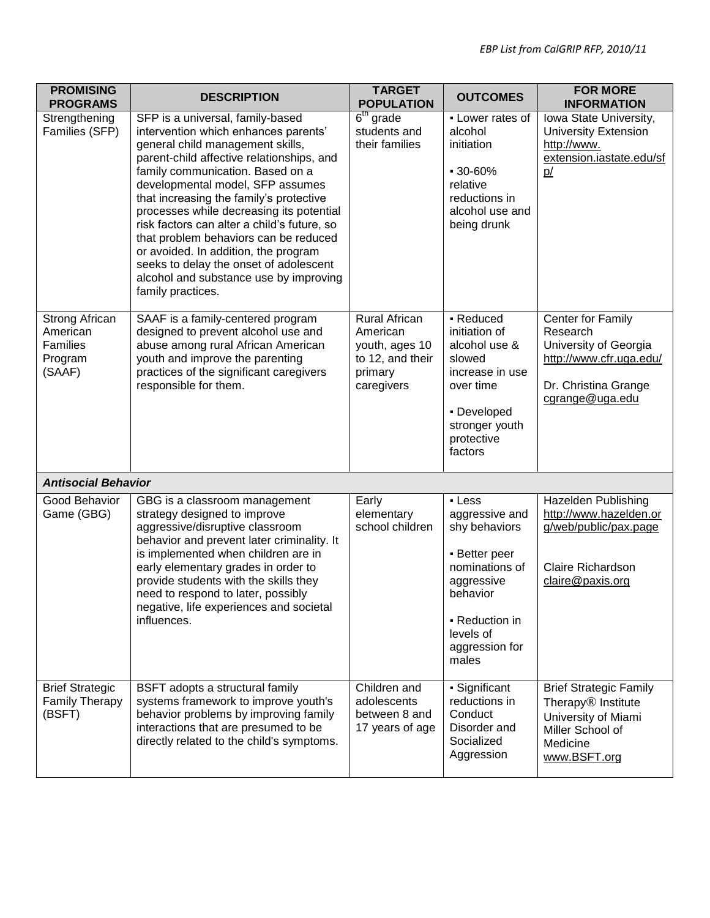| PROMISING PROGRAMS | DESCRIPTION | TARGET POPULATION | OUTCOMES | FOR MORE INFORMATION |
|---|---|---|---|---|
| Strengthening Families (SFP) | SFP is a universal, family-based intervention which enhances parents' general child management skills, parent-child affective relationships, and family communication. Based on a developmental model, SFP assumes that increasing the family's protective processes while decreasing its potential risk factors can alter a child's future, so that problem behaviors can be reduced or avoided. In addition, the program seeks to delay the onset of adolescent alcohol and substance use by improving family practices. | 6th grade students and their families | ▪ Lower rates of alcohol initiation<br><br>▪ 30-60% relative reductions in alcohol use and being drunk | Iowa State University, University Extension http://www.extension.iastate.edu/sfp/ |
| Strong African American Families Program (SAAF) | SAAF is a family-centered program designed to prevent alcohol use and abuse among rural African American youth and improve the parenting practices of the significant caregivers responsible for them. | Rural African American youth, ages 10 to 12, and their primary caregivers | ▪ Reduced initiation of alcohol use & slowed increase in use over time<br><br>▪ Developed stronger youth protective factors | Center for Family Research University of Georgia http://www.cfr.uga.edu/<br><br>Dr. Christina Grange cgrange@uga.edu |
| ***Antisocial Behavior*** | | | | |
| Good Behavior Game (GBG) | GBG is a classroom management strategy designed to improve aggressive/disruptive classroom behavior and prevent later criminality. It is implemented when children are in early elementary grades in order to provide students with the skills they need to respond to later, possibly negative, life experiences and societal influences. | Early elementary school children | ▪ Less aggressive and shy behaviors<br><br>▪ Better peer nominations of aggressive behavior<br><br>▪ Reduction in levels of aggression for males | Hazelden Publishing http://www.hazelden.org/web/public/pax.page<br><br>Claire Richardson claire@paxis.org |
| Brief Strategic Family Therapy (BSFT) | BSFT adopts a structural family systems framework to improve youth's behavior problems by improving family interactions that are presumed to be directly related to the child's symptoms. | Children and adolescents between 8 and 17 years of age | ▪ Significant reductions in Conduct Disorder and Socialized Aggression | Brief Strategic Family Therapy® Institute University of Miami Miller School of Medicine www.BSFT.org |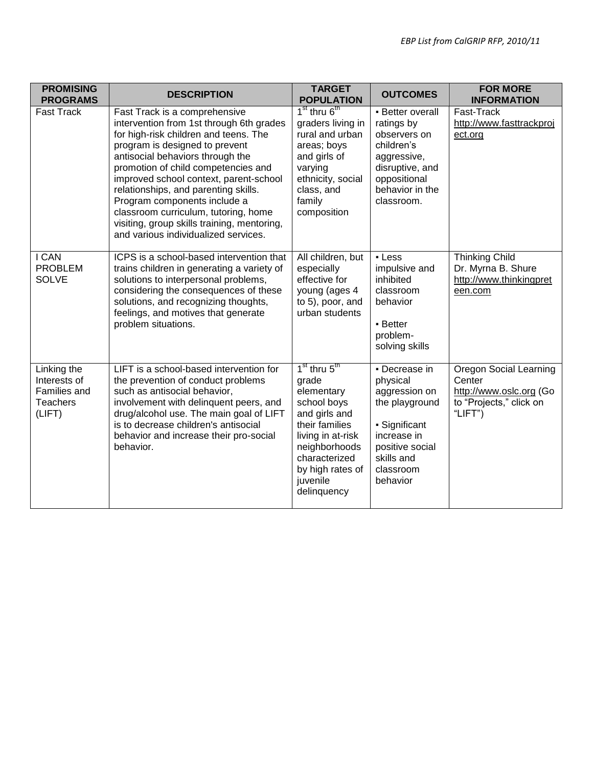| PROMISING PROGRAMS | DESCRIPTION | TARGET POPULATION | OUTCOMES | FOR MORE INFORMATION |
|---|---|---|---|---|
| Fast Track | Fast Track is a comprehensive intervention from 1st through 6th grades for high-risk children and teens. The program is designed to prevent antisocial behaviors through the promotion of child competencies and improved school context, parent-school relationships, and parenting skills. Program components include a classroom curriculum, tutoring, home visiting, group skills training, mentoring, and various individualized services. | 1st thru 6th graders living in rural and urban areas; boys and girls of varying ethnicity, social class, and family composition | ▪ Better overall ratings by observers on children's aggressive, disruptive, and oppositional behavior in the classroom. | Fast-Track http://www.fasttrackproject.org |
| I CAN PROBLEM SOLVE | ICPS is a school-based intervention that trains children in generating a variety of solutions to interpersonal problems, considering the consequences of these solutions, and recognizing thoughts, feelings, and motives that generate problem situations. | All children, but especially effective for young (ages 4 to 5), poor, and urban students | ▪ Less impulsive and inhibited classroom behavior<br>▪ Better problem-solving skills | Thinking Child Dr. Myrna B. Shure http://www.thinkingpreteen.com |
| Linking the Interests of Families and Teachers (LIFT) | LIFT is a school-based intervention for the prevention of conduct problems such as antisocial behavior, involvement with delinquent peers, and drug/alcohol use. The main goal of LIFT is to decrease children's antisocial behavior and increase their pro-social behavior. | 1st thru 5th grade elementary school boys and girls and their families living in at-risk neighborhoods characterized by high rates of juvenile delinquency | ▪ Decrease in physical aggression on the playground<br>▪ Significant increase in positive social skills and classroom behavior | Oregon Social Learning Center http://www.oslc.org (Go to "Projects," click on "LIFT") |